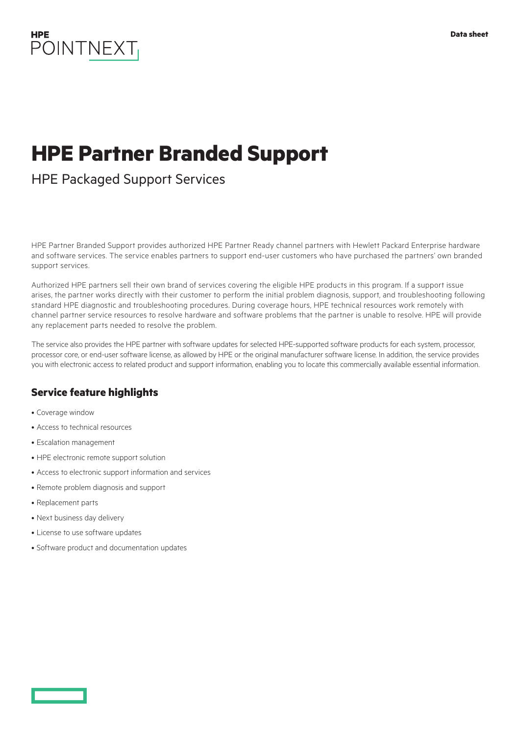HPE POINTNEXT

Data sheet

# HPE Partner Branded Support

## HPE Packaged Support Services

HPE Partner Branded Support provides authorized HPE Partner Ready channel partners with Hewlett Packard Enterprise hardware and software services. The service enables partners to support end-user customers who have purchased the partners' own branded support services.

Authorized HPE partners sell their own brand of services covering the eligible HPE products in this program. If a support issue arises, the partner works directly with their customer to perform the initial problem diagnosis, support, and troubleshooting following standard HPE diagnostic and troubleshooting procedures. During coverage hours, HPE technical resources work remotely with channel partner service resources to resolve hardware and software problems that the partner is unable to resolve. HPE will provide any replacement parts needed to resolve the problem.

The service also provides the HPE partner with software updates for selected HPE-supported software products for each system, processor, processor core, or end-user software license, as allowed by HPE or the original manufacturer software license. In addition, the service provides you with electronic access to related product and support information, enabling you to locate this commercially available essential information.

## Service feature highlights

- Coverage window
- Access to technical resources
- Escalation management
- HPE electronic remote support solution
- Access to electronic support information and services
- Remote problem diagnosis and support
- Replacement parts
- Next business day delivery
- License to use software updates
- Software product and documentation updates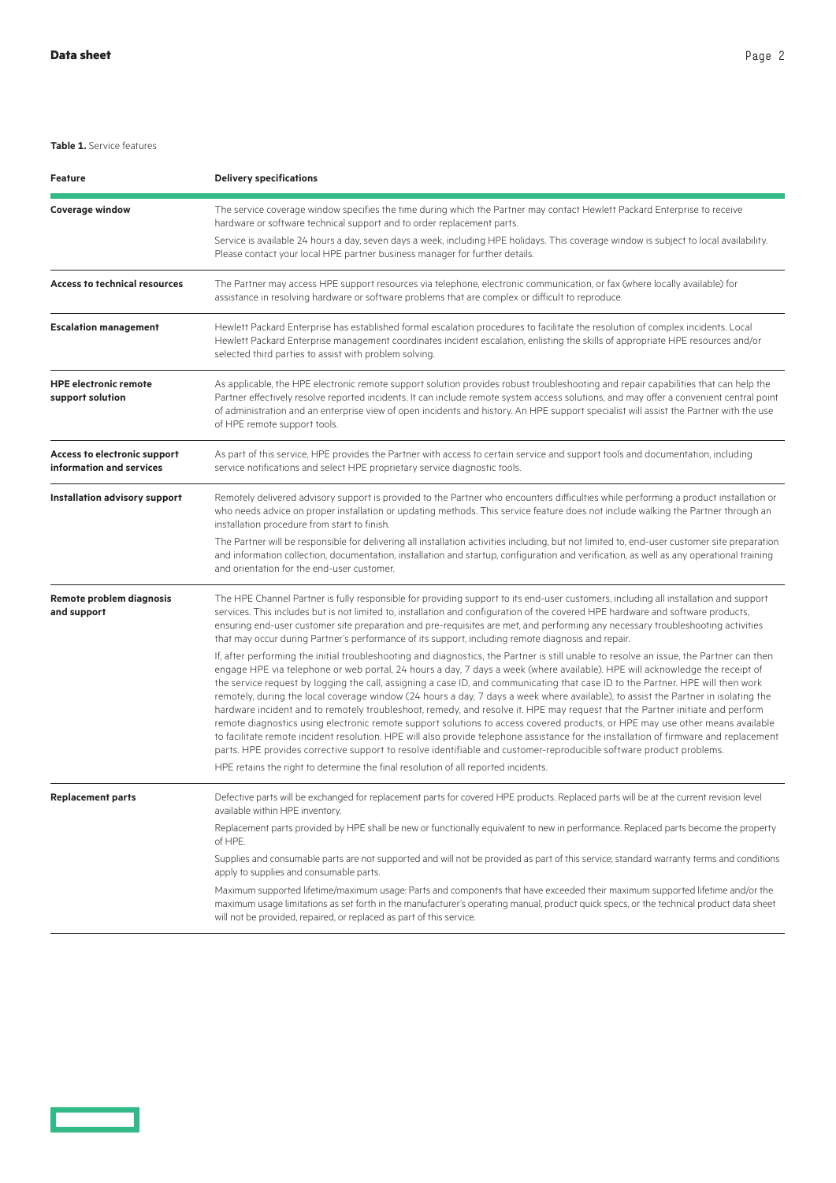**Table 1.** Service features

| Feature | Delivery specifications |
|---|---|
| **Coverage window** | The service coverage window specifies the time during which the Partner may contact Hewlett Packard Enterprise to receive hardware or software technical support and to order replacement parts.<br><br>Service is available 24 hours a day, seven days a week, including HPE holidays. This coverage window is subject to local availability. Please contact your local HPE partner business manager for further details. |
| **Access to technical resources** | The Partner may access HPE support resources via telephone, electronic communication, or fax (where locally available) for assistance in resolving hardware or software problems that are complex or difficult to reproduce. |
| **Escalation management** | Hewlett Packard Enterprise has established formal escalation procedures to facilitate the resolution of complex incidents. Local Hewlett Packard Enterprise management coordinates incident escalation, enlisting the skills of appropriate HPE resources and/or selected third parties to assist with problem solving. |
| **HPE electronic remote support solution** | As applicable, the HPE electronic remote support solution provides robust troubleshooting and repair capabilities that can help the Partner effectively resolve reported incidents. It can include remote system access solutions, and may offer a convenient central point of administration and an enterprise view of open incidents and history. An HPE support specialist will assist the Partner with the use of HPE remote support tools. |
| **Access to electronic support information and services** | As part of this service, HPE provides the Partner with access to certain service and support tools and documentation, including service notifications and select HPE proprietary service diagnostic tools. |
| **Installation advisory support** | Remotely delivered advisory support is provided to the Partner who encounters difficulties while performing a product installation or who needs advice on proper installation or updating methods. This service feature does not include walking the Partner through an installation procedure from start to finish.<br><br>The Partner will be responsible for delivering all installation activities including, but not limited to, end-user customer site preparation and information collection, documentation, installation and startup, configuration and verification, as well as any operational training and orientation for the end-user customer. |
| **Remote problem diagnosis and support** | The HPE Channel Partner is fully responsible for providing support to its end-user customers, including all installation and support services. This includes but is not limited to, installation and configuration of the covered HPE hardware and software products, ensuring end-user customer site preparation and pre-requisites are met, and performing any necessary troubleshooting activities that may occur during Partner's performance of its support, including remote diagnosis and repair.<br><br>If, after performing the initial troubleshooting and diagnostics, the Partner is still unable to resolve an issue, the Partner can then engage HPE via telephone or web portal, 24 hours a day, 7 days a week (where available). HPE will acknowledge the receipt of the service request by logging the call, assigning a case ID, and communicating that case ID to the Partner. HPE will then work remotely, during the local coverage window (24 hours a day, 7 days a week where available), to assist the Partner in isolating the hardware incident and to remotely troubleshoot, remedy, and resolve it. HPE may request that the Partner initiate and perform remote diagnostics using electronic remote support solutions to access covered products, or HPE may use other means available to facilitate remote incident resolution. HPE will also provide telephone assistance for the installation of firmware and replacement parts. HPE provides corrective support to resolve identifiable and customer-reproducible software product problems.<br><br>HPE retains the right to determine the final resolution of all reported incidents. |
| **Replacement parts** | Defective parts will be exchanged for replacement parts for covered HPE products. Replaced parts will be at the current revision level available within HPE inventory.<br><br>Replacement parts provided by HPE shall be new or functionally equivalent to new in performance. Replaced parts become the property of HPE.<br><br>Supplies and consumable parts are not supported and will not be provided as part of this service; standard warranty terms and conditions apply to supplies and consumable parts.<br><br>Maximum supported lifetime/maximum usage: Parts and components that have exceeded their maximum supported lifetime and/or the maximum usage limitations as set forth in the manufacturer's operating manual, product quick specs, or the technical product data sheet will not be provided, repaired, or replaced as part of this service. |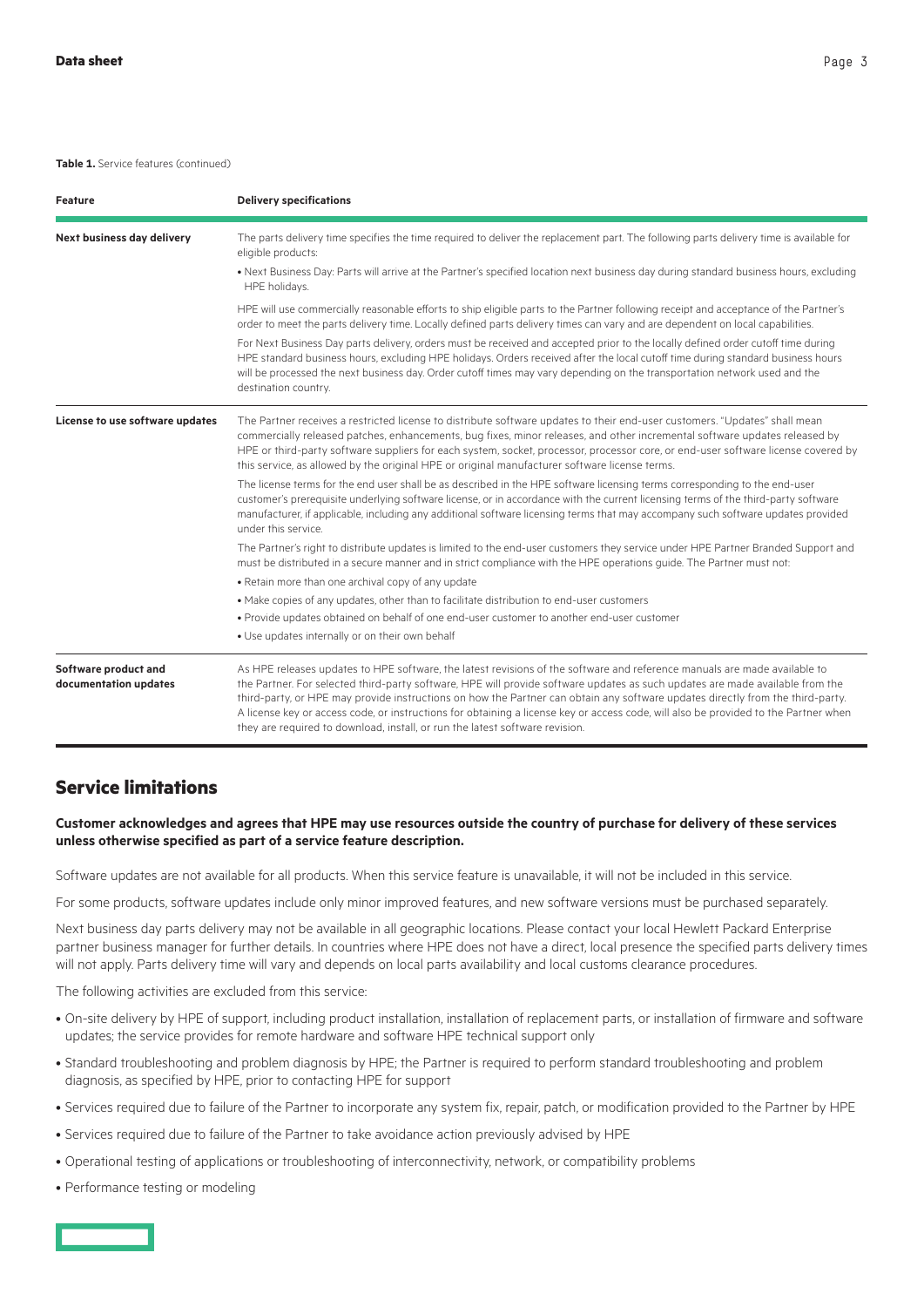**Table 1.** Service features (continued)

| Feature | Delivery specifications |
| --- | --- |
| **Next business day delivery** | The parts delivery time specifies the time required to deliver the replacement part. The following parts delivery time is available for eligible products:<br>• Next Business Day: Parts will arrive at the Partner's specified location next business day during standard business hours, excluding HPE holidays.<br>HPE will use commercially reasonable efforts to ship eligible parts to the Partner following receipt and acceptance of the Partner's order to meet the parts delivery time. Locally defined parts delivery times can vary and are dependent on local capabilities.<br>For Next Business Day parts delivery, orders must be received and accepted prior to the locally defined order cutoff time during HPE standard business hours, excluding HPE holidays. Orders received after the local cutoff time during standard business hours will be processed the next business day. Order cutoff times may vary depending on the transportation network used and the destination country. |
| **License to use software updates** | The Partner receives a restricted license to distribute software updates to their end-user customers. "Updates" shall mean commercially released patches, enhancements, bug fixes, minor releases, and other incremental software updates released by HPE or third-party software suppliers for each system, socket, processor, processor core, or end-user software license covered by this service, as allowed by the original HPE or original manufacturer software license terms.<br>The license terms for the end user shall be as described in the HPE software licensing terms corresponding to the end-user customer's prerequisite underlying software license, or in accordance with the current licensing terms of the third-party software manufacturer, if applicable, including any additional software licensing terms that may accompany such software updates provided under this service.<br>The Partner's right to distribute updates is limited to the end-user customers they service under HPE Partner Branded Support and must be distributed in a secure manner and in strict compliance with the HPE operations guide. The Partner must not:<br>• Retain more than one archival copy of any update<br>• Make copies of any updates, other than to facilitate distribution to end-user customers<br>• Provide updates obtained on behalf of one end-user customer to another end-user customer<br>• Use updates internally or on their own behalf |
| **Software product and documentation updates** | As HPE releases updates to HPE software, the latest revisions of the software and reference manuals are made available to the Partner. For selected third-party software, HPE will provide software updates as such updates are made available from the third-party, or HPE may provide instructions on how the Partner can obtain any software updates directly from the third-party. A license key or access code, or instructions for obtaining a license key or access code, will also be provided to the Partner when they are required to download, install, or run the latest software revision. |

## Service limitations

**Customer acknowledges and agrees that HPE may use resources outside the country of purchase for delivery of these services unless otherwise specified as part of a service feature description.**

Software updates are not available for all products. When this service feature is unavailable, it will not be included in this service.

For some products, software updates include only minor improved features, and new software versions must be purchased separately.

Next business day parts delivery may not be available in all geographic locations. Please contact your local Hewlett Packard Enterprise partner business manager for further details. In countries where HPE does not have a direct, local presence the specified parts delivery times will not apply. Parts delivery time will vary and depends on local parts availability and local customs clearance procedures.

The following activities are excluded from this service:

- On-site delivery by HPE of support, including product installation, installation of replacement parts, or installation of firmware and software updates; the service provides for remote hardware and software HPE technical support only
- Standard troubleshooting and problem diagnosis by HPE; the Partner is required to perform standard troubleshooting and problem diagnosis, as specified by HPE, prior to contacting HPE for support
- Services required due to failure of the Partner to incorporate any system fix, repair, patch, or modification provided to the Partner by HPE
- Services required due to failure of the Partner to take avoidance action previously advised by HPE
- Operational testing of applications or troubleshooting of interconnectivity, network, or compatibility problems
- Performance testing or modeling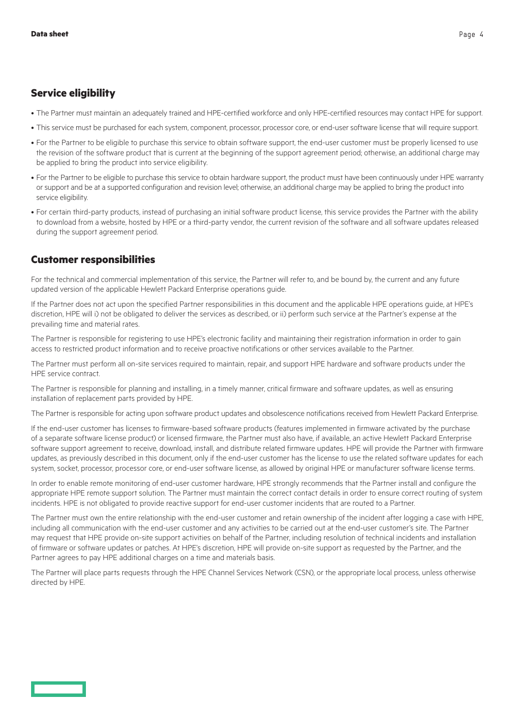## Service eligibility

- The Partner must maintain an adequately trained and HPE-certified workforce and only HPE-certified resources may contact HPE for support.
- This service must be purchased for each system, component, processor, processor core, or end-user software license that will require support.
- For the Partner to be eligible to purchase this service to obtain software support, the end-user customer must be properly licensed to use the revision of the software product that is current at the beginning of the support agreement period; otherwise, an additional charge may be applied to bring the product into service eligibility.
- For the Partner to be eligible to purchase this service to obtain hardware support, the product must have been continuously under HPE warranty or support and be at a supported configuration and revision level; otherwise, an additional charge may be applied to bring the product into service eligibility.
- For certain third-party products, instead of purchasing an initial software product license, this service provides the Partner with the ability to download from a website, hosted by HPE or a third-party vendor, the current revision of the software and all software updates released during the support agreement period.

## Customer responsibilities

For the technical and commercial implementation of this service, the Partner will refer to, and be bound by, the current and any future updated version of the applicable Hewlett Packard Enterprise operations guide.

If the Partner does not act upon the specified Partner responsibilities in this document and the applicable HPE operations guide, at HPE's discretion, HPE will i) not be obligated to deliver the services as described, or ii) perform such service at the Partner's expense at the prevailing time and material rates.

The Partner is responsible for registering to use HPE's electronic facility and maintaining their registration information in order to gain access to restricted product information and to receive proactive notifications or other services available to the Partner.

The Partner must perform all on-site services required to maintain, repair, and support HPE hardware and software products under the HPE service contract.

The Partner is responsible for planning and installing, in a timely manner, critical firmware and software updates, as well as ensuring installation of replacement parts provided by HPE.

The Partner is responsible for acting upon software product updates and obsolescence notifications received from Hewlett Packard Enterprise.

If the end-user customer has licenses to firmware-based software products (features implemented in firmware activated by the purchase of a separate software license product) or licensed firmware, the Partner must also have, if available, an active Hewlett Packard Enterprise software support agreement to receive, download, install, and distribute related firmware updates. HPE will provide the Partner with firmware updates, as previously described in this document, only if the end-user customer has the license to use the related software updates for each system, socket, processor, processor core, or end-user software license, as allowed by original HPE or manufacturer software license terms.

In order to enable remote monitoring of end-user customer hardware, HPE strongly recommends that the Partner install and configure the appropriate HPE remote support solution. The Partner must maintain the correct contact details in order to ensure correct routing of system incidents. HPE is not obligated to provide reactive support for end-user customer incidents that are routed to a Partner.

The Partner must own the entire relationship with the end-user customer and retain ownership of the incident after logging a case with HPE, including all communication with the end-user customer and any activities to be carried out at the end-user customer's site. The Partner may request that HPE provide on-site support activities on behalf of the Partner, including resolution of technical incidents and installation of firmware or software updates or patches. At HPE's discretion, HPE will provide on-site support as requested by the Partner, and the Partner agrees to pay HPE additional charges on a time and materials basis.

The Partner will place parts requests through the HPE Channel Services Network (CSN), or the appropriate local process, unless otherwise directed by HPE.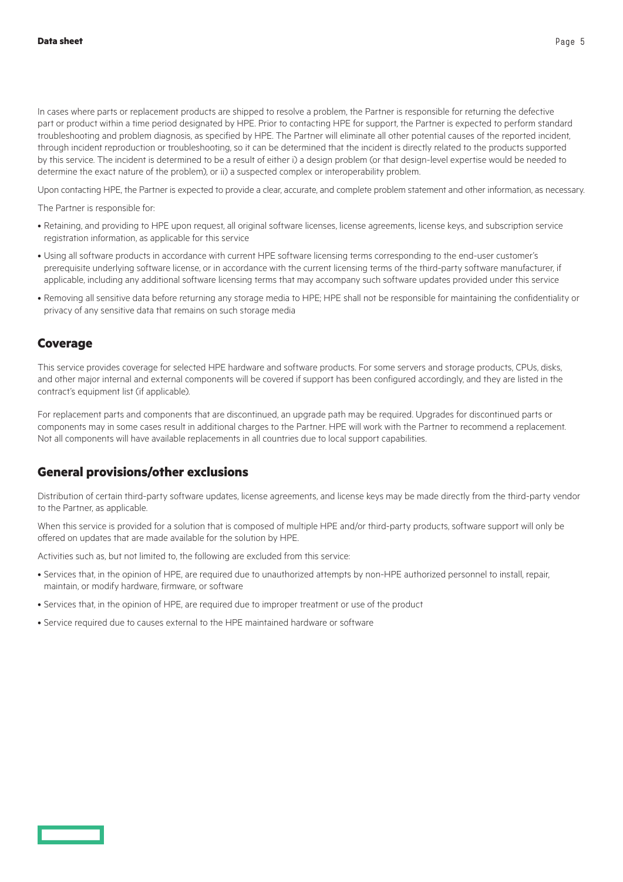In cases where parts or replacement products are shipped to resolve a problem, the Partner is responsible for returning the defective part or product within a time period designated by HPE. Prior to contacting HPE for support, the Partner is expected to perform standard troubleshooting and problem diagnosis, as specified by HPE. The Partner will eliminate all other potential causes of the reported incident, through incident reproduction or troubleshooting, so it can be determined that the incident is directly related to the products supported by this service. The incident is determined to be a result of either i) a design problem (or that design-level expertise would be needed to determine the exact nature of the problem), or ii) a suspected complex or interoperability problem.

Upon contacting HPE, the Partner is expected to provide a clear, accurate, and complete problem statement and other information, as necessary.

The Partner is responsible for:

- Retaining, and providing to HPE upon request, all original software licenses, license agreements, license keys, and subscription service registration information, as applicable for this service
- Using all software products in accordance with current HPE software licensing terms corresponding to the end-user customer's prerequisite underlying software license, or in accordance with the current licensing terms of the third-party software manufacturer, if applicable, including any additional software licensing terms that may accompany such software updates provided under this service
- Removing all sensitive data before returning any storage media to HPE; HPE shall not be responsible for maintaining the confidentiality or privacy of any sensitive data that remains on such storage media

## Coverage

This service provides coverage for selected HPE hardware and software products. For some servers and storage products, CPUs, disks, and other major internal and external components will be covered if support has been configured accordingly, and they are listed in the contract's equipment list (if applicable).

For replacement parts and components that are discontinued, an upgrade path may be required. Upgrades for discontinued parts or components may in some cases result in additional charges to the Partner. HPE will work with the Partner to recommend a replacement. Not all components will have available replacements in all countries due to local support capabilities.

## General provisions/other exclusions

Distribution of certain third-party software updates, license agreements, and license keys may be made directly from the third-party vendor to the Partner, as applicable.

When this service is provided for a solution that is composed of multiple HPE and/or third-party products, software support will only be offered on updates that are made available for the solution by HPE.

Activities such as, but not limited to, the following are excluded from this service:

- Services that, in the opinion of HPE, are required due to unauthorized attempts by non-HPE authorized personnel to install, repair, maintain, or modify hardware, firmware, or software
- Services that, in the opinion of HPE, are required due to improper treatment or use of the product
- Service required due to causes external to the HPE maintained hardware or software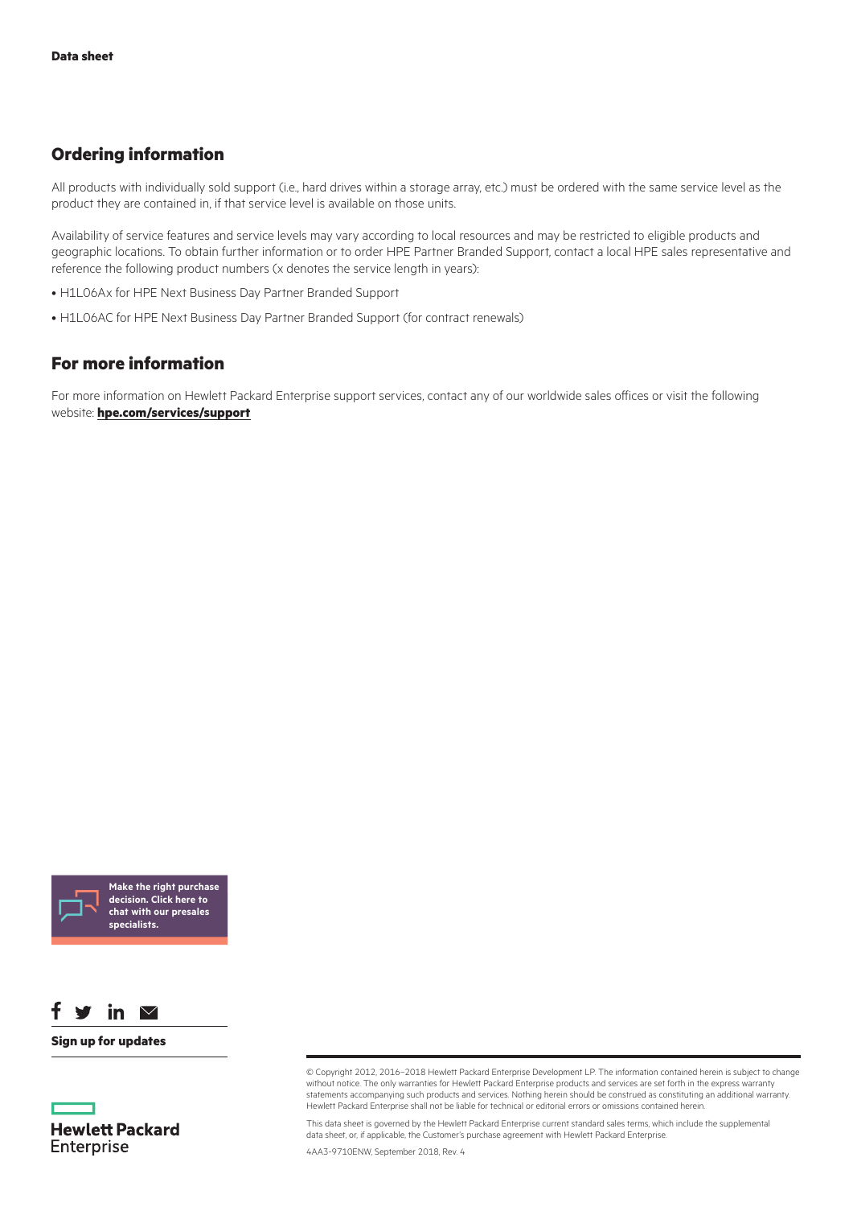## Ordering information

All products with individually sold support (i.e., hard drives within a storage array, etc.) must be ordered with the same service level as the product they are contained in, if that service level is available on those units.

Availability of service features and service levels may vary according to local resources and may be restricted to eligible products and geographic locations. To obtain further information or to order HPE Partner Branded Support, contact a local HPE sales representative and reference the following product numbers (x denotes the service length in years):

- H1L06Ax for HPE Next Business Day Partner Branded Support
- H1L06AC for HPE Next Business Day Partner Branded Support (for contract renewals)

## For more information

For more information on Hewlett Packard Enterprise support services, contact any of our worldwide sales offices or visit the following website: **hpe.com/services/support**

Make the right purchase decision. Click here to chat with our presales specialists.

**Sign up for updates**

© Copyright 2012, 2016–2018 Hewlett Packard Enterprise Development LP. The information contained herein is subject to change without notice. The only warranties for Hewlett Packard Enterprise products and services are set forth in the express warranty statements accompanying such products and services. Nothing herein should be construed as constituting an additional warranty. Hewlett Packard Enterprise shall not be liable for technical or editorial errors or omissions contained herein.

This data sheet is governed by the Hewlett Packard Enterprise current standard sales terms, which include the supplemental data sheet, or, if applicable, the Customer's purchase agreement with Hewlett Packard Enterprise.

4AA3-9710ENW, September 2018, Rev. 4